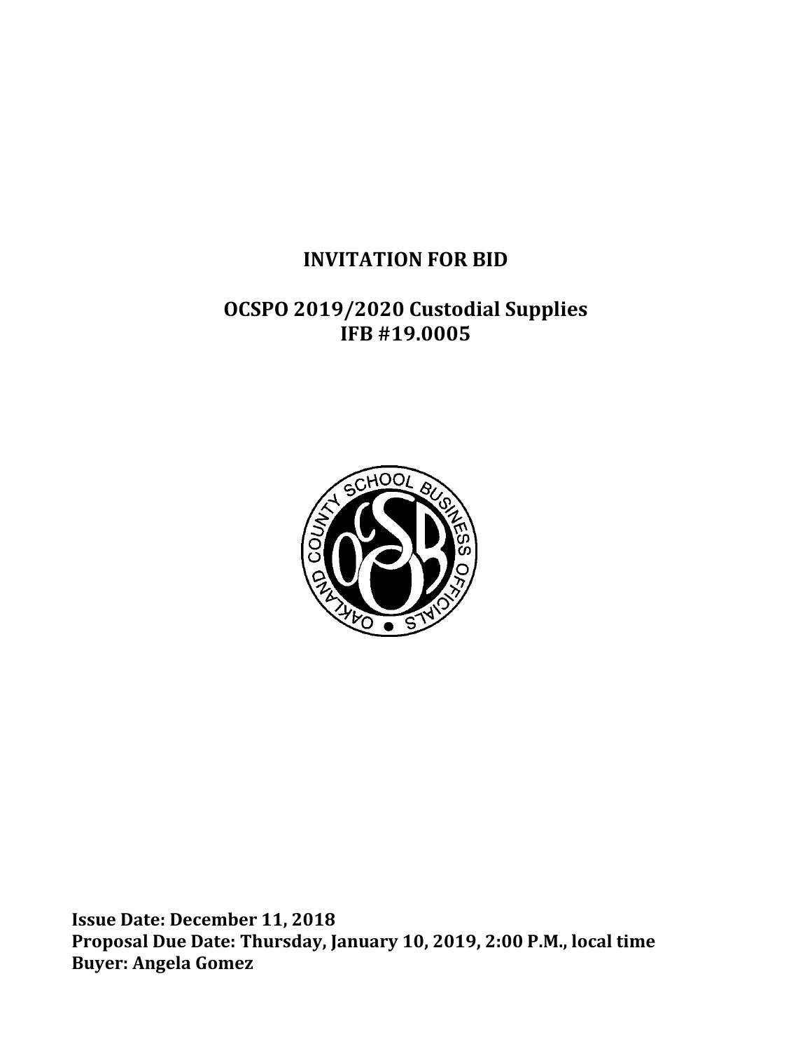# INVITATION FOR BID

## OCSPO 2019/2020 Custodial Supplies
## IFB #19.0005

**Issue Date: December 11, 2018**
**Proposal Due Date: Thursday, January 10, 2019, 2:00 P.M., local time**
**Buyer: Angela Gomez**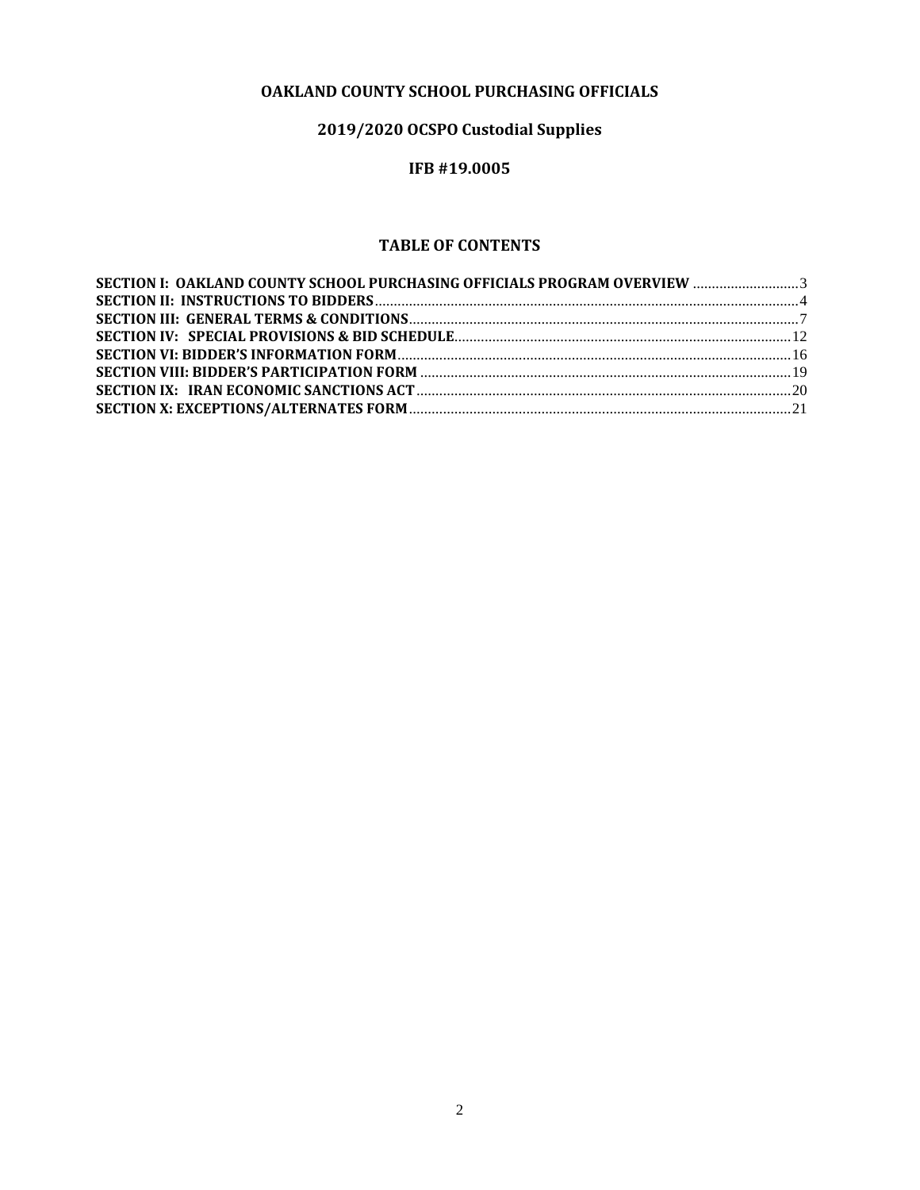# OAKLAND COUNTY SCHOOL PURCHASING OFFICIALS

## 2019/2020 OCSPO Custodial Supplies

## IFB #19.0005

### TABLE OF CONTENTS

**SECTION I: OAKLAND COUNTY SCHOOL PURCHASING OFFICIALS PROGRAM OVERVIEW** .......... 3
**SECTION II: INSTRUCTIONS TO BIDDERS** .......... 4
**SECTION III: GENERAL TERMS & CONDITIONS** .......... 7
**SECTION IV: SPECIAL PROVISIONS & BID SCHEDULE** .......... 12
**SECTION VI: BIDDER'S INFORMATION FORM** .......... 16
**SECTION VIII: BIDDER'S PARTICIPATION FORM** .......... 19
**SECTION IX: IRAN ECONOMIC SANCTIONS ACT** .......... 20
**SECTION X: EXCEPTIONS/ALTERNATES FORM** .......... 21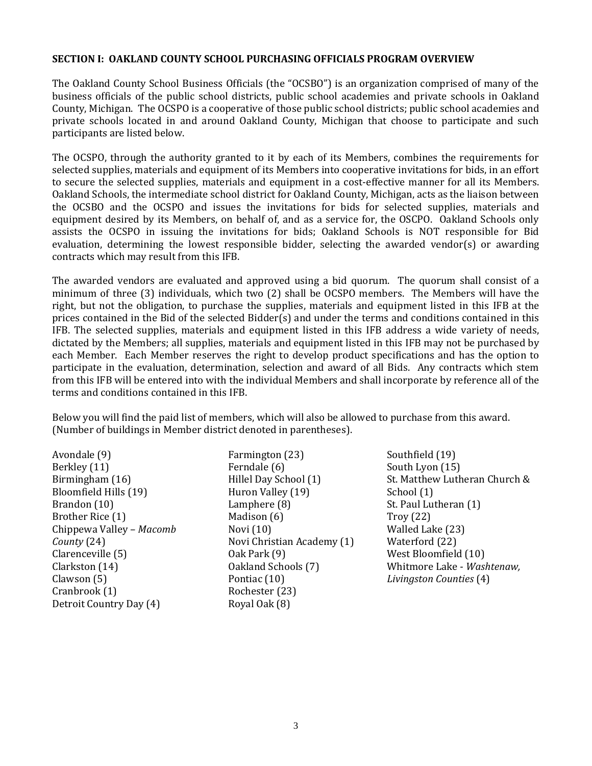**SECTION I: OAKLAND COUNTY SCHOOL PURCHASING OFFICIALS PROGRAM OVERVIEW**

The Oakland County School Business Officials (the "OCSBO") is an organization comprised of many of the business officials of the public school districts, public school academies and private schools in Oakland County, Michigan. The OCSPO is a cooperative of those public school districts; public school academies and private schools located in and around Oakland County, Michigan that choose to participate and such participants are listed below.

The OCSPO, through the authority granted to it by each of its Members, combines the requirements for selected supplies, materials and equipment of its Members into cooperative invitations for bids, in an effort to secure the selected supplies, materials and equipment in a cost-effective manner for all its Members. Oakland Schools, the intermediate school district for Oakland County, Michigan, acts as the liaison between the OCSBO and the OCSPO and issues the invitations for bids for selected supplies, materials and equipment desired by its Members, on behalf of, and as a service for, the OSCPO. Oakland Schools only assists the OCSPO in issuing the invitations for bids; Oakland Schools is NOT responsible for Bid evaluation, determining the lowest responsible bidder, selecting the awarded vendor(s) or awarding contracts which may result from this IFB.

The awarded vendors are evaluated and approved using a bid quorum. The quorum shall consist of a minimum of three (3) individuals, which two (2) shall be OCSPO members. The Members will have the right, but not the obligation, to purchase the supplies, materials and equipment listed in this IFB at the prices contained in the Bid of the selected Bidder(s) and under the terms and conditions contained in this IFB. The selected supplies, materials and equipment listed in this IFB address a wide variety of needs, dictated by the Members; all supplies, materials and equipment listed in this IFB may not be purchased by each Member. Each Member reserves the right to develop product specifications and has the option to participate in the evaluation, determination, selection and award of all Bids. Any contracts which stem from this IFB will be entered into with the individual Members and shall incorporate by reference all of the terms and conditions contained in this IFB.

Below you will find the paid list of members, which will also be allowed to purchase from this award. (Number of buildings in Member district denoted in parentheses).

- Avondale (9)
- Berkley (11)
- Birmingham (16)
- Bloomfield Hills (19)
- Brandon (10)
- Brother Rice (1)
- Chippewa Valley – *Macomb County* (24)
- Clarenceville (5)
- Clarkston (14)
- Clawson (5)
- Cranbrook (1)
- Detroit Country Day (4)
- Farmington (23)
- Ferndale (6)
- Hillel Day School (1)
- Huron Valley (19)
- Lamphere (8)
- Madison (6)
- Novi (10)
- Novi Christian Academy (1)
- Oak Park (9)
- Oakland Schools (7)
- Pontiac (10)
- Rochester (23)
- Royal Oak (8)
- Southfield (19)
- South Lyon (15)
- St. Matthew Lutheran Church & School (1)
- St. Paul Lutheran (1)
- Troy (22)
- Walled Lake (23)
- Waterford (22)
- West Bloomfield (10)
- Whitmore Lake - *Washtenaw, Livingston Counties* (4)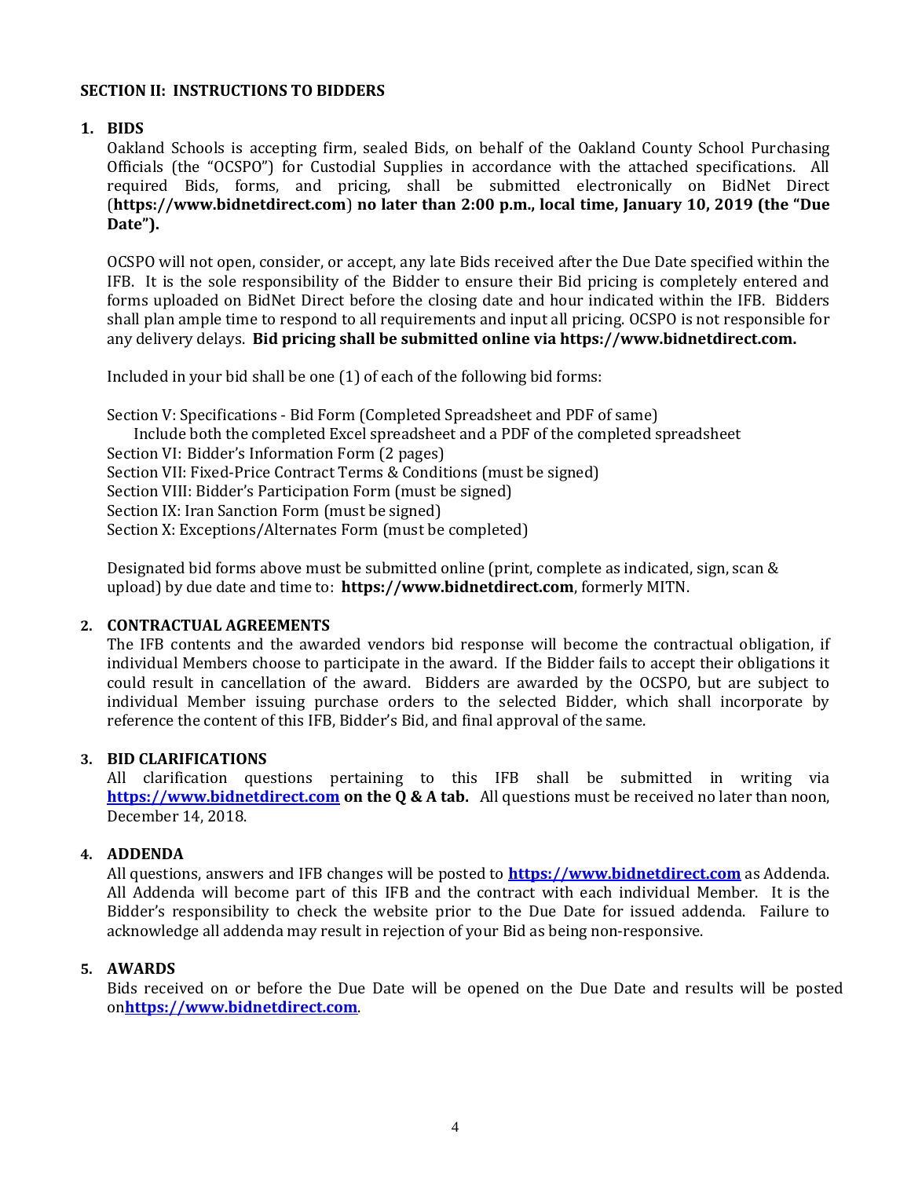## SECTION II: INSTRUCTIONS TO BIDDERS

### 1. BIDS

Oakland Schools is accepting firm, sealed Bids, on behalf of the Oakland County School Purchasing Officials (the "OCSPO") for Custodial Supplies in accordance with the attached specifications. All required Bids, forms, and pricing, shall be submitted electronically on BidNet Direct (**https://www.bidnetdirect.com**) **no later than 2:00 p.m., local time, January 10, 2019 (the "Due Date").**

OCSPO will not open, consider, or accept, any late Bids received after the Due Date specified within the IFB. It is the sole responsibility of the Bidder to ensure their Bid pricing is completely entered and forms uploaded on BidNet Direct before the closing date and hour indicated within the IFB. Bidders shall plan ample time to respond to all requirements and input all pricing. OCSPO is not responsible for any delivery delays. **Bid pricing shall be submitted online via https://www.bidnetdirect.com.**

Included in your bid shall be one (1) of each of the following bid forms:

Section V: Specifications - Bid Form (Completed Spreadsheet and PDF of same)
  Include both the completed Excel spreadsheet and a PDF of the completed spreadsheet
Section VI: Bidder's Information Form (2 pages)
Section VII: Fixed-Price Contract Terms & Conditions (must be signed)
Section VIII: Bidder's Participation Form (must be signed)
Section IX: Iran Sanction Form (must be signed)
Section X: Exceptions/Alternates Form (must be completed)

Designated bid forms above must be submitted online (print, complete as indicated, sign, scan & upload) by due date and time to: **https://www.bidnetdirect.com**, formerly MITN.

### 2. CONTRACTUAL AGREEMENTS

The IFB contents and the awarded vendors bid response will become the contractual obligation, if individual Members choose to participate in the award. If the Bidder fails to accept their obligations it could result in cancellation of the award. Bidders are awarded by the OCSPO, but are subject to individual Member issuing purchase orders to the selected Bidder, which shall incorporate by reference the content of this IFB, Bidder's Bid, and final approval of the same.

### 3. BID CLARIFICATIONS

All clarification questions pertaining to this IFB shall be submitted in writing via **https://www.bidnetdirect.com on the Q & A tab.** All questions must be received no later than noon, December 14, 2018.

### 4. ADDENDA

All questions, answers and IFB changes will be posted to **https://www.bidnetdirect.com** as Addenda. All Addenda will become part of this IFB and the contract with each individual Member. It is the Bidder's responsibility to check the website prior to the Due Date for issued addenda. Failure to acknowledge all addenda may result in rejection of your Bid as being non-responsive.

### 5. AWARDS

Bids received on or before the Due Date will be opened on the Due Date and results will be posted on**https://www.bidnetdirect.com**.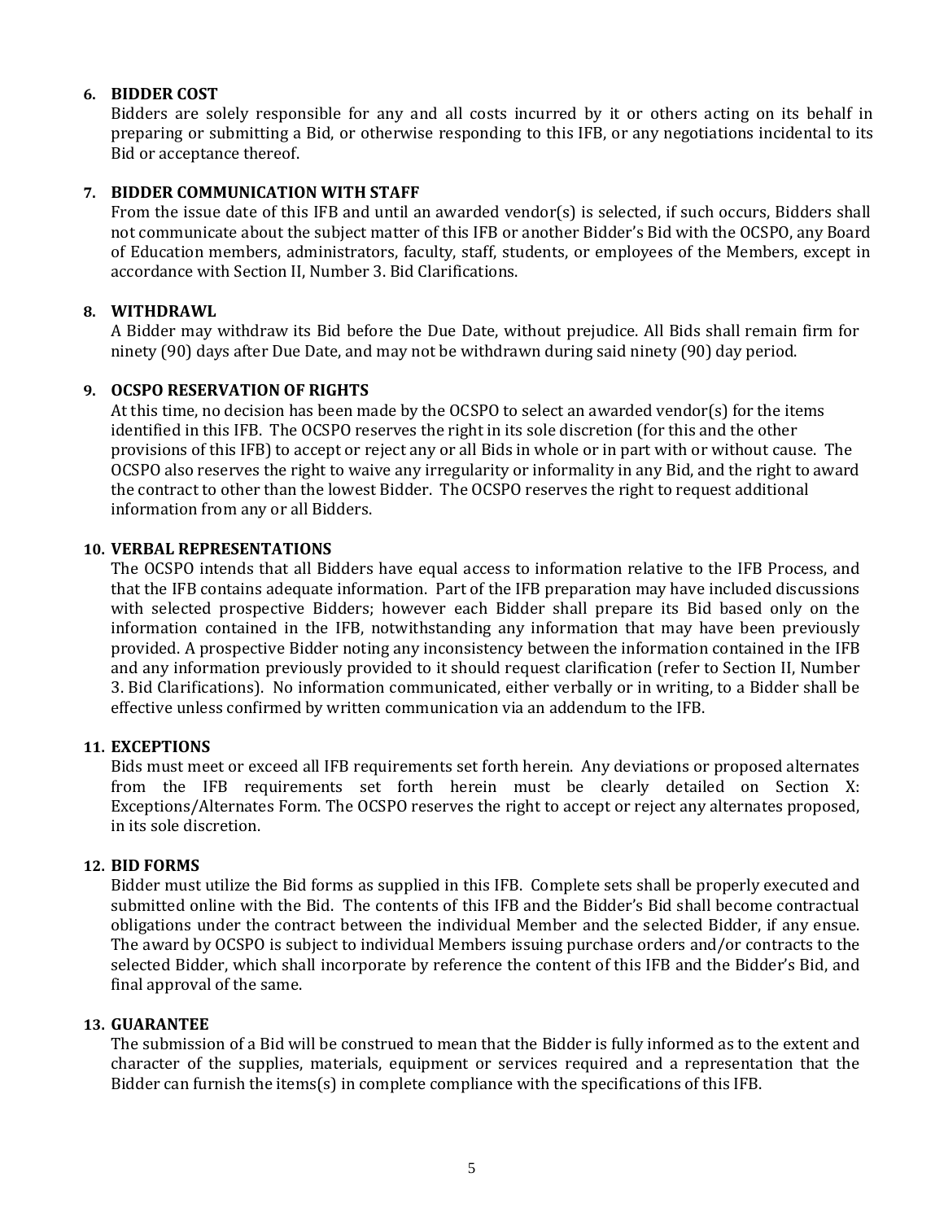**6. BIDDER COST**

Bidders are solely responsible for any and all costs incurred by it or others acting on its behalf in preparing or submitting a Bid, or otherwise responding to this IFB, or any negotiations incidental to its Bid or acceptance thereof.

**7. BIDDER COMMUNICATION WITH STAFF**

From the issue date of this IFB and until an awarded vendor(s) is selected, if such occurs, Bidders shall not communicate about the subject matter of this IFB or another Bidder's Bid with the OCSPO, any Board of Education members, administrators, faculty, staff, students, or employees of the Members, except in accordance with Section II, Number 3. Bid Clarifications.

**8. WITHDRAWL**

A Bidder may withdraw its Bid before the Due Date, without prejudice. All Bids shall remain firm for ninety (90) days after Due Date, and may not be withdrawn during said ninety (90) day period.

**9. OCSPO RESERVATION OF RIGHTS**

At this time, no decision has been made by the OCSPO to select an awarded vendor(s) for the items identified in this IFB. The OCSPO reserves the right in its sole discretion (for this and the other provisions of this IFB) to accept or reject any or all Bids in whole or in part with or without cause. The OCSPO also reserves the right to waive any irregularity or informality in any Bid, and the right to award the contract to other than the lowest Bidder. The OCSPO reserves the right to request additional information from any or all Bidders.

**10. VERBAL REPRESENTATIONS**

The OCSPO intends that all Bidders have equal access to information relative to the IFB Process, and that the IFB contains adequate information. Part of the IFB preparation may have included discussions with selected prospective Bidders; however each Bidder shall prepare its Bid based only on the information contained in the IFB, notwithstanding any information that may have been previously provided. A prospective Bidder noting any inconsistency between the information contained in the IFB and any information previously provided to it should request clarification (refer to Section II, Number 3. Bid Clarifications). No information communicated, either verbally or in writing, to a Bidder shall be effective unless confirmed by written communication via an addendum to the IFB.

**11. EXCEPTIONS**

Bids must meet or exceed all IFB requirements set forth herein. Any deviations or proposed alternates from the IFB requirements set forth herein must be clearly detailed on Section X: Exceptions/Alternates Form. The OCSPO reserves the right to accept or reject any alternates proposed, in its sole discretion.

**12. BID FORMS**

Bidder must utilize the Bid forms as supplied in this IFB. Complete sets shall be properly executed and submitted online with the Bid. The contents of this IFB and the Bidder's Bid shall become contractual obligations under the contract between the individual Member and the selected Bidder, if any ensue. The award by OCSPO is subject to individual Members issuing purchase orders and/or contracts to the selected Bidder, which shall incorporate by reference the content of this IFB and the Bidder's Bid, and final approval of the same.

**13. GUARANTEE**

The submission of a Bid will be construed to mean that the Bidder is fully informed as to the extent and character of the supplies, materials, equipment or services required and a representation that the Bidder can furnish the items(s) in complete compliance with the specifications of this IFB.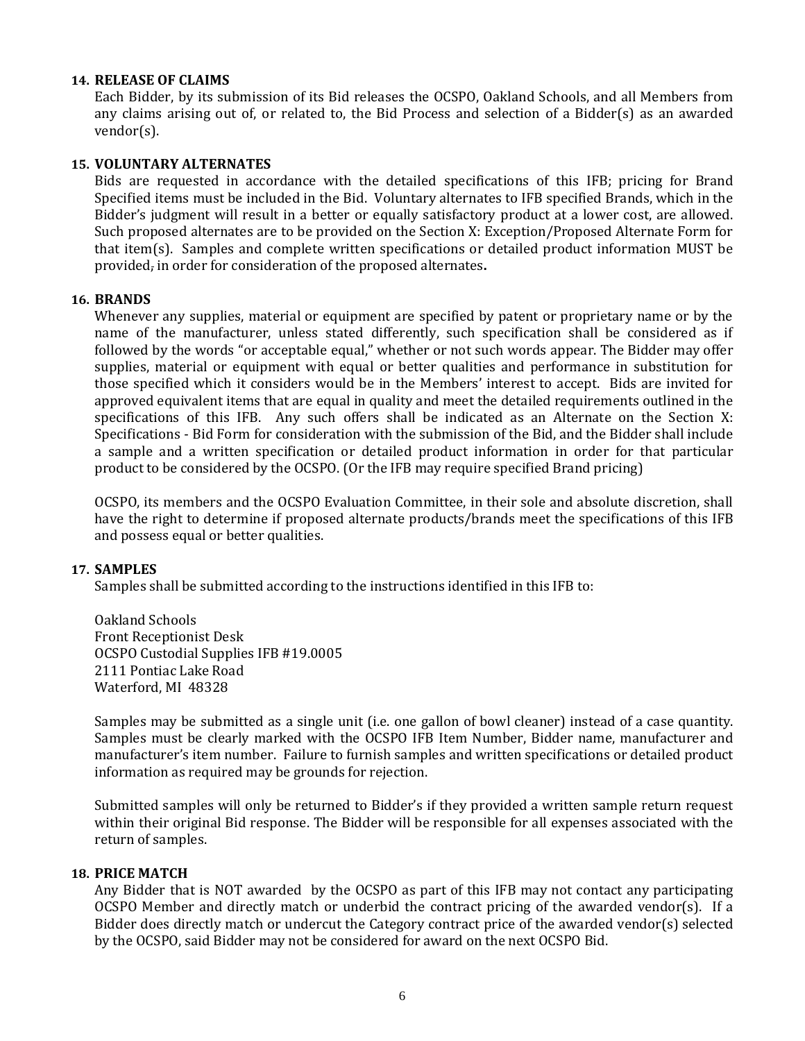**14. RELEASE OF CLAIMS**

Each Bidder, by its submission of its Bid releases the OCSPO, Oakland Schools, and all Members from any claims arising out of, or related to, the Bid Process and selection of a Bidder(s) as an awarded vendor(s).

**15. VOLUNTARY ALTERNATES**

Bids are requested in accordance with the detailed specifications of this IFB; pricing for Brand Specified items must be included in the Bid. Voluntary alternates to IFB specified Brands, which in the Bidder's judgment will result in a better or equally satisfactory product at a lower cost, are allowed. Such proposed alternates are to be provided on the Section X: Exception/Proposed Alternate Form for that item(s). Samples and complete written specifications or detailed product information MUST be provided, in order for consideration of the proposed alternates**.**

**16. BRANDS**

Whenever any supplies, material or equipment are specified by patent or proprietary name or by the name of the manufacturer, unless stated differently, such specification shall be considered as if followed by the words "or acceptable equal," whether or not such words appear. The Bidder may offer supplies, material or equipment with equal or better qualities and performance in substitution for those specified which it considers would be in the Members' interest to accept. Bids are invited for approved equivalent items that are equal in quality and meet the detailed requirements outlined in the specifications of this IFB. Any such offers shall be indicated as an Alternate on the Section X: Specifications - Bid Form for consideration with the submission of the Bid, and the Bidder shall include a sample and a written specification or detailed product information in order for that particular product to be considered by the OCSPO. (Or the IFB may require specified Brand pricing)

OCSPO, its members and the OCSPO Evaluation Committee, in their sole and absolute discretion, shall have the right to determine if proposed alternate products/brands meet the specifications of this IFB and possess equal or better qualities.

**17. SAMPLES**

Samples shall be submitted according to the instructions identified in this IFB to:

Oakland Schools
Front Receptionist Desk
OCSPO Custodial Supplies IFB #19.0005
2111 Pontiac Lake Road
Waterford, MI 48328

Samples may be submitted as a single unit (i.e. one gallon of bowl cleaner) instead of a case quantity. Samples must be clearly marked with the OCSPO IFB Item Number, Bidder name, manufacturer and manufacturer's item number. Failure to furnish samples and written specifications or detailed product information as required may be grounds for rejection.

Submitted samples will only be returned to Bidder's if they provided a written sample return request within their original Bid response. The Bidder will be responsible for all expenses associated with the return of samples.

**18. PRICE MATCH**

Any Bidder that is NOT awarded by the OCSPO as part of this IFB may not contact any participating OCSPO Member and directly match or underbid the contract pricing of the awarded vendor(s). If a Bidder does directly match or undercut the Category contract price of the awarded vendor(s) selected by the OCSPO, said Bidder may not be considered for award on the next OCSPO Bid.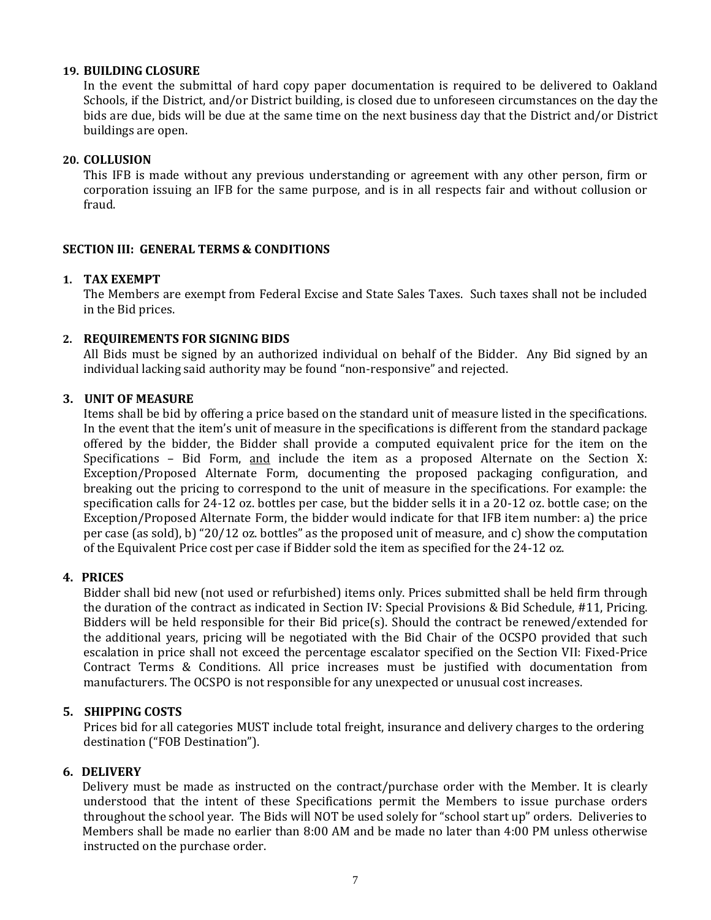**19. BUILDING CLOSURE**

In the event the submittal of hard copy paper documentation is required to be delivered to Oakland Schools, if the District, and/or District building, is closed due to unforeseen circumstances on the day the bids are due, bids will be due at the same time on the next business day that the District and/or District buildings are open.

**20. COLLUSION**

This IFB is made without any previous understanding or agreement with any other person, firm or corporation issuing an IFB for the same purpose, and is in all respects fair and without collusion or fraud.

## SECTION III: GENERAL TERMS & CONDITIONS

**1. TAX EXEMPT**

The Members are exempt from Federal Excise and State Sales Taxes. Such taxes shall not be included in the Bid prices.

**2. REQUIREMENTS FOR SIGNING BIDS**

All Bids must be signed by an authorized individual on behalf of the Bidder. Any Bid signed by an individual lacking said authority may be found "non-responsive" and rejected.

**3. UNIT OF MEASURE**

Items shall be bid by offering a price based on the standard unit of measure listed in the specifications. In the event that the item's unit of measure in the specifications is different from the standard package offered by the bidder, the Bidder shall provide a computed equivalent price for the item on the Specifications – Bid Form, <u>and</u> include the item as a proposed Alternate on the Section X: Exception/Proposed Alternate Form, documenting the proposed packaging configuration, and breaking out the pricing to correspond to the unit of measure in the specifications. For example: the specification calls for 24-12 oz. bottles per case, but the bidder sells it in a 20-12 oz. bottle case; on the Exception/Proposed Alternate Form, the bidder would indicate for that IFB item number: a) the price per case (as sold), b) "20/12 oz. bottles" as the proposed unit of measure, and c) show the computation of the Equivalent Price cost per case if Bidder sold the item as specified for the 24-12 oz.

**4. PRICES**

Bidder shall bid new (not used or refurbished) items only. Prices submitted shall be held firm through the duration of the contract as indicated in Section IV: Special Provisions & Bid Schedule, #11, Pricing. Bidders will be held responsible for their Bid price(s). Should the contract be renewed/extended for the additional years, pricing will be negotiated with the Bid Chair of the OCSPO provided that such escalation in price shall not exceed the percentage escalator specified on the Section VII: Fixed-Price Contract Terms & Conditions. All price increases must be justified with documentation from manufacturers. The OCSPO is not responsible for any unexpected or unusual cost increases.

**5. SHIPPING COSTS**

Prices bid for all categories MUST include total freight, insurance and delivery charges to the ordering destination ("FOB Destination").

**6. DELIVERY**

Delivery must be made as instructed on the contract/purchase order with the Member. It is clearly understood that the intent of these Specifications permit the Members to issue purchase orders throughout the school year. The Bids will NOT be used solely for "school start up" orders. Deliveries to Members shall be made no earlier than 8:00 AM and be made no later than 4:00 PM unless otherwise instructed on the purchase order.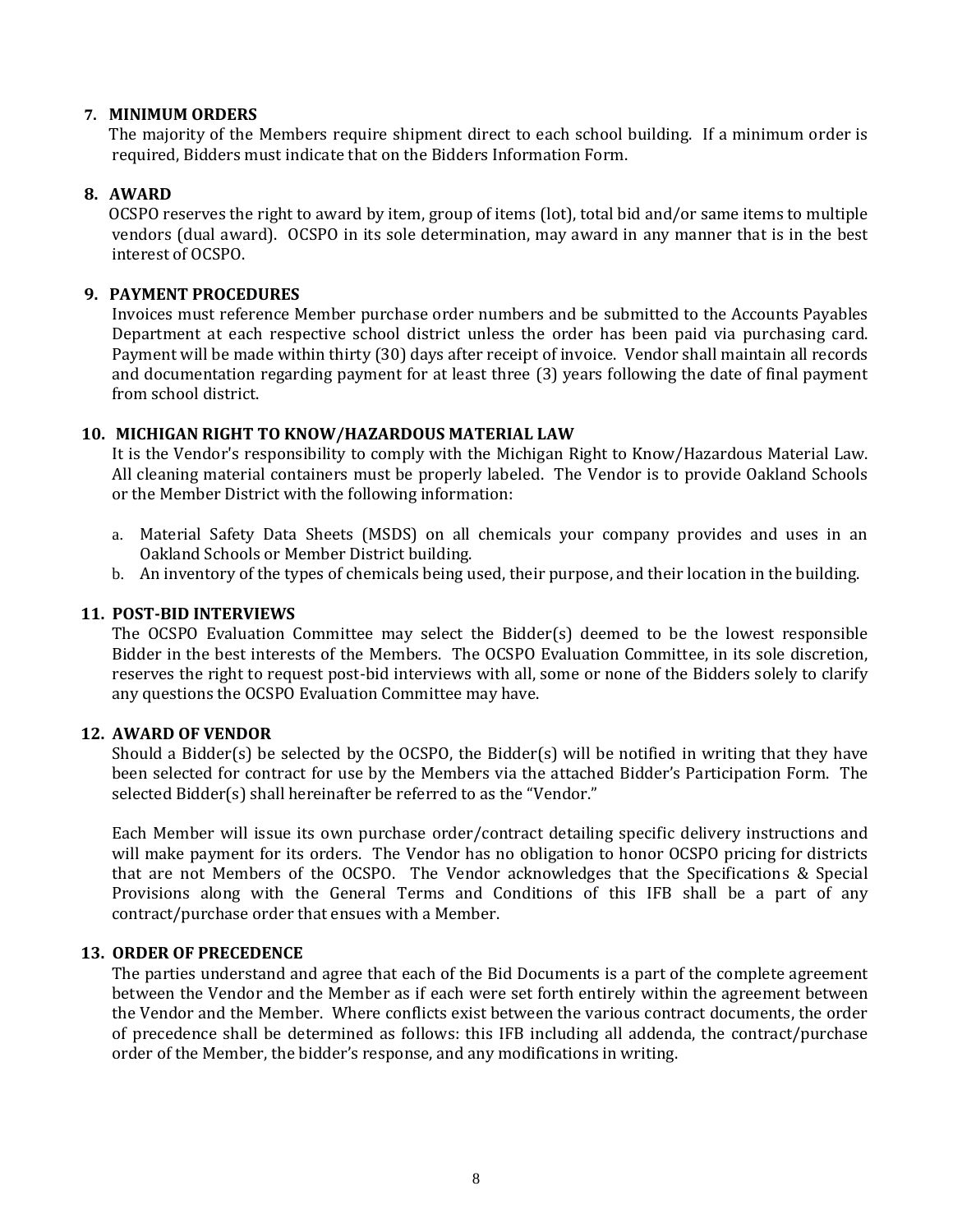**7. MINIMUM ORDERS**

The majority of the Members require shipment direct to each school building. If a minimum order is required, Bidders must indicate that on the Bidders Information Form.

**8. AWARD**

OCSPO reserves the right to award by item, group of items (lot), total bid and/or same items to multiple vendors (dual award). OCSPO in its sole determination, may award in any manner that is in the best interest of OCSPO.

**9. PAYMENT PROCEDURES**

Invoices must reference Member purchase order numbers and be submitted to the Accounts Payables Department at each respective school district unless the order has been paid via purchasing card. Payment will be made within thirty (30) days after receipt of invoice. Vendor shall maintain all records and documentation regarding payment for at least three (3) years following the date of final payment from school district.

**10. MICHIGAN RIGHT TO KNOW/HAZARDOUS MATERIAL LAW**

It is the Vendor's responsibility to comply with the Michigan Right to Know/Hazardous Material Law. All cleaning material containers must be properly labeled. The Vendor is to provide Oakland Schools or the Member District with the following information:

a. Material Safety Data Sheets (MSDS) on all chemicals your company provides and uses in an Oakland Schools or Member District building.
b. An inventory of the types of chemicals being used, their purpose, and their location in the building.

**11. POST-BID INTERVIEWS**

The OCSPO Evaluation Committee may select the Bidder(s) deemed to be the lowest responsible Bidder in the best interests of the Members. The OCSPO Evaluation Committee, in its sole discretion, reserves the right to request post-bid interviews with all, some or none of the Bidders solely to clarify any questions the OCSPO Evaluation Committee may have.

**12. AWARD OF VENDOR**

Should a Bidder(s) be selected by the OCSPO, the Bidder(s) will be notified in writing that they have been selected for contract for use by the Members via the attached Bidder's Participation Form. The selected Bidder(s) shall hereinafter be referred to as the "Vendor."

Each Member will issue its own purchase order/contract detailing specific delivery instructions and will make payment for its orders. The Vendor has no obligation to honor OCSPO pricing for districts that are not Members of the OCSPO. The Vendor acknowledges that the Specifications & Special Provisions along with the General Terms and Conditions of this IFB shall be a part of any contract/purchase order that ensues with a Member.

**13. ORDER OF PRECEDENCE**

The parties understand and agree that each of the Bid Documents is a part of the complete agreement between the Vendor and the Member as if each were set forth entirely within the agreement between the Vendor and the Member. Where conflicts exist between the various contract documents, the order of precedence shall be determined as follows: this IFB including all addenda, the contract/purchase order of the Member, the bidder's response, and any modifications in writing.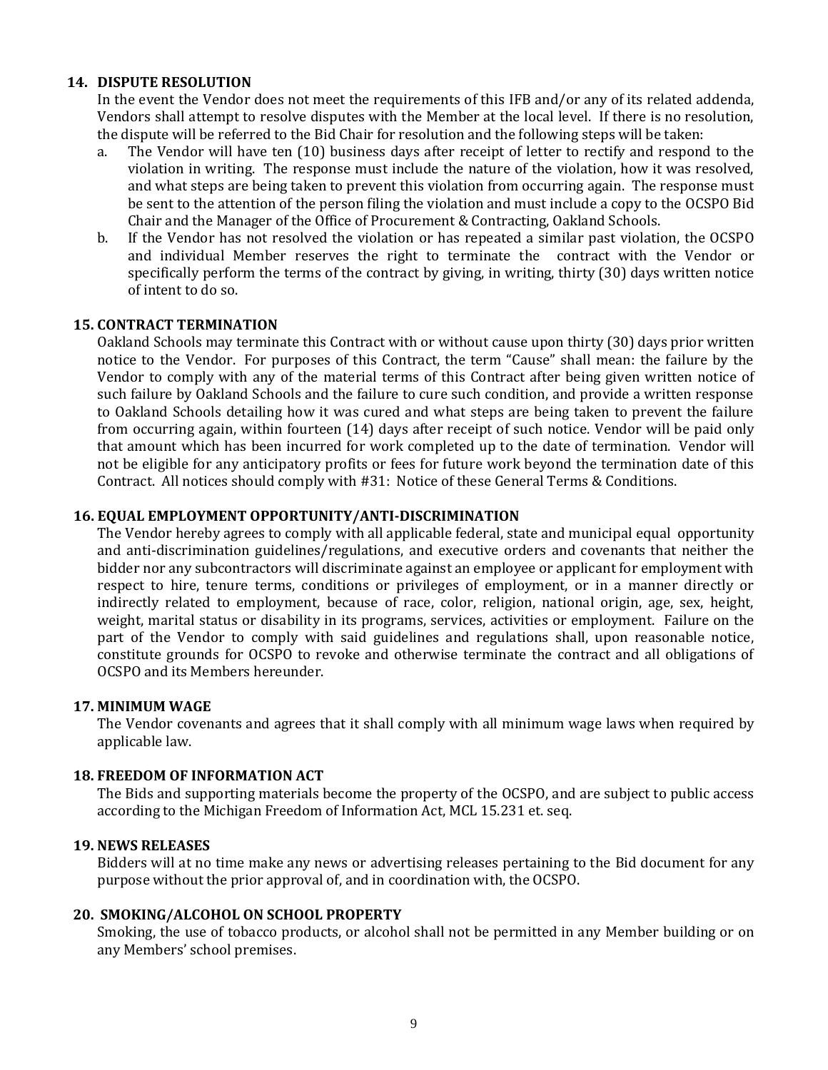### 14. DISPUTE RESOLUTION

In the event the Vendor does not meet the requirements of this IFB and/or any of its related addenda, Vendors shall attempt to resolve disputes with the Member at the local level. If there is no resolution, the dispute will be referred to the Bid Chair for resolution and the following steps will be taken:

a. The Vendor will have ten (10) business days after receipt of letter to rectify and respond to the violation in writing. The response must include the nature of the violation, how it was resolved, and what steps are being taken to prevent this violation from occurring again. The response must be sent to the attention of the person filing the violation and must include a copy to the OCSPO Bid Chair and the Manager of the Office of Procurement & Contracting, Oakland Schools.

b. If the Vendor has not resolved the violation or has repeated a similar past violation, the OCSPO and individual Member reserves the right to terminate the contract with the Vendor or specifically perform the terms of the contract by giving, in writing, thirty (30) days written notice of intent to do so.

### 15. CONTRACT TERMINATION

Oakland Schools may terminate this Contract with or without cause upon thirty (30) days prior written notice to the Vendor. For purposes of this Contract, the term "Cause" shall mean: the failure by the Vendor to comply with any of the material terms of this Contract after being given written notice of such failure by Oakland Schools and the failure to cure such condition, and provide a written response to Oakland Schools detailing how it was cured and what steps are being taken to prevent the failure from occurring again, within fourteen (14) days after receipt of such notice. Vendor will be paid only that amount which has been incurred for work completed up to the date of termination. Vendor will not be eligible for any anticipatory profits or fees for future work beyond the termination date of this Contract. All notices should comply with #31: Notice of these General Terms & Conditions.

### 16. EQUAL EMPLOYMENT OPPORTUNITY/ANTI-DISCRIMINATION

The Vendor hereby agrees to comply with all applicable federal, state and municipal equal opportunity and anti-discrimination guidelines/regulations, and executive orders and covenants that neither the bidder nor any subcontractors will discriminate against an employee or applicant for employment with respect to hire, tenure terms, conditions or privileges of employment, or in a manner directly or indirectly related to employment, because of race, color, religion, national origin, age, sex, height, weight, marital status or disability in its programs, services, activities or employment. Failure on the part of the Vendor to comply with said guidelines and regulations shall, upon reasonable notice, constitute grounds for OCSPO to revoke and otherwise terminate the contract and all obligations of OCSPO and its Members hereunder.

### 17. MINIMUM WAGE

The Vendor covenants and agrees that it shall comply with all minimum wage laws when required by applicable law.

### 18. FREEDOM OF INFORMATION ACT

The Bids and supporting materials become the property of the OCSPO, and are subject to public access according to the Michigan Freedom of Information Act, MCL 15.231 et. seq.

### 19. NEWS RELEASES

Bidders will at no time make any news or advertising releases pertaining to the Bid document for any purpose without the prior approval of, and in coordination with, the OCSPO.

### 20. SMOKING/ALCOHOL ON SCHOOL PROPERTY

Smoking, the use of tobacco products, or alcohol shall not be permitted in any Member building or on any Members' school premises.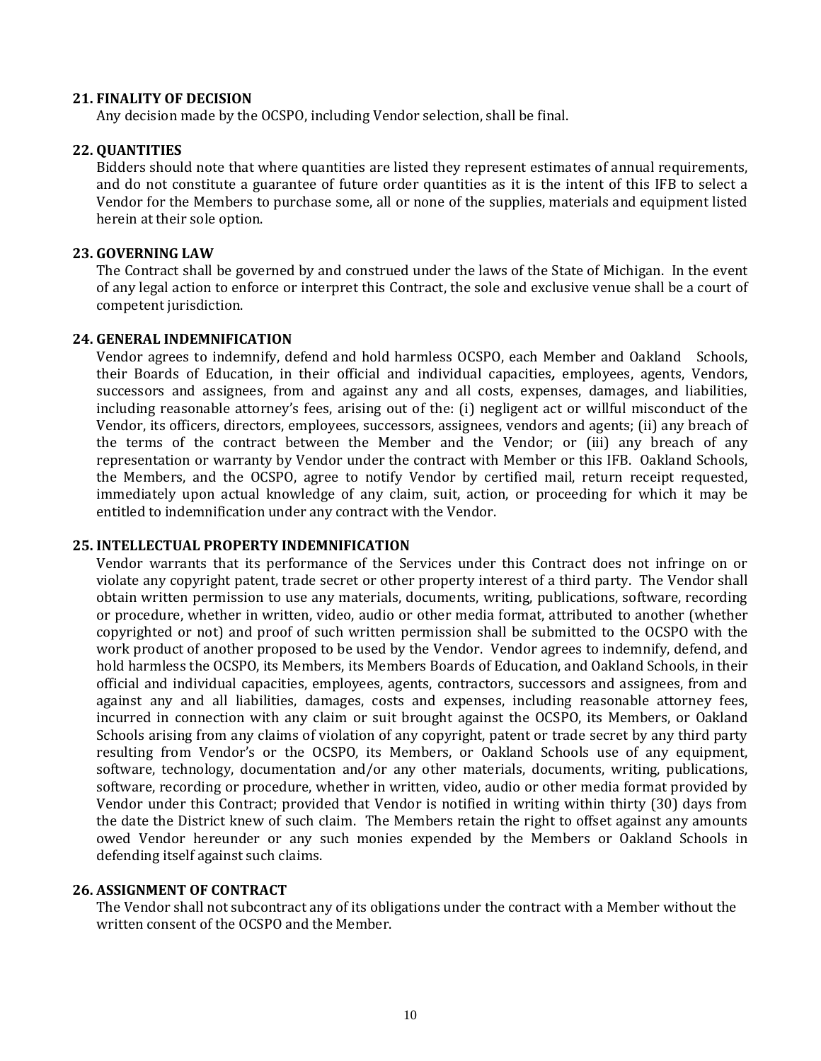**21. FINALITY OF DECISION**

Any decision made by the OCSPO, including Vendor selection, shall be final.

**22. QUANTITIES**

Bidders should note that where quantities are listed they represent estimates of annual requirements, and do not constitute a guarantee of future order quantities as it is the intent of this IFB to select a Vendor for the Members to purchase some, all or none of the supplies, materials and equipment listed herein at their sole option.

**23. GOVERNING LAW**

The Contract shall be governed by and construed under the laws of the State of Michigan. In the event of any legal action to enforce or interpret this Contract, the sole and exclusive venue shall be a court of competent jurisdiction.

**24. GENERAL INDEMNIFICATION**

Vendor agrees to indemnify, defend and hold harmless OCSPO, each Member and Oakland Schools, their Boards of Education, in their official and individual capacities, employees, agents, Vendors, successors and assignees, from and against any and all costs, expenses, damages, and liabilities, including reasonable attorney's fees, arising out of the: (i) negligent act or willful misconduct of the Vendor, its officers, directors, employees, successors, assignees, vendors and agents; (ii) any breach of the terms of the contract between the Member and the Vendor; or (iii) any breach of any representation or warranty by Vendor under the contract with Member or this IFB. Oakland Schools, the Members, and the OCSPO, agree to notify Vendor by certified mail, return receipt requested, immediately upon actual knowledge of any claim, suit, action, or proceeding for which it may be entitled to indemnification under any contract with the Vendor.

**25. INTELLECTUAL PROPERTY INDEMNIFICATION**

Vendor warrants that its performance of the Services under this Contract does not infringe on or violate any copyright patent, trade secret or other property interest of a third party. The Vendor shall obtain written permission to use any materials, documents, writing, publications, software, recording or procedure, whether in written, video, audio or other media format, attributed to another (whether copyrighted or not) and proof of such written permission shall be submitted to the OCSPO with the work product of another proposed to be used by the Vendor. Vendor agrees to indemnify, defend, and hold harmless the OCSPO, its Members, its Members Boards of Education, and Oakland Schools, in their official and individual capacities, employees, agents, contractors, successors and assignees, from and against any and all liabilities, damages, costs and expenses, including reasonable attorney fees, incurred in connection with any claim or suit brought against the OCSPO, its Members, or Oakland Schools arising from any claims of violation of any copyright, patent or trade secret by any third party resulting from Vendor's or the OCSPO, its Members, or Oakland Schools use of any equipment, software, technology, documentation and/or any other materials, documents, writing, publications, software, recording or procedure, whether in written, video, audio or other media format provided by Vendor under this Contract; provided that Vendor is notified in writing within thirty (30) days from the date the District knew of such claim. The Members retain the right to offset against any amounts owed Vendor hereunder or any such monies expended by the Members or Oakland Schools in defending itself against such claims.

**26. ASSIGNMENT OF CONTRACT**

The Vendor shall not subcontract any of its obligations under the contract with a Member without the written consent of the OCSPO and the Member.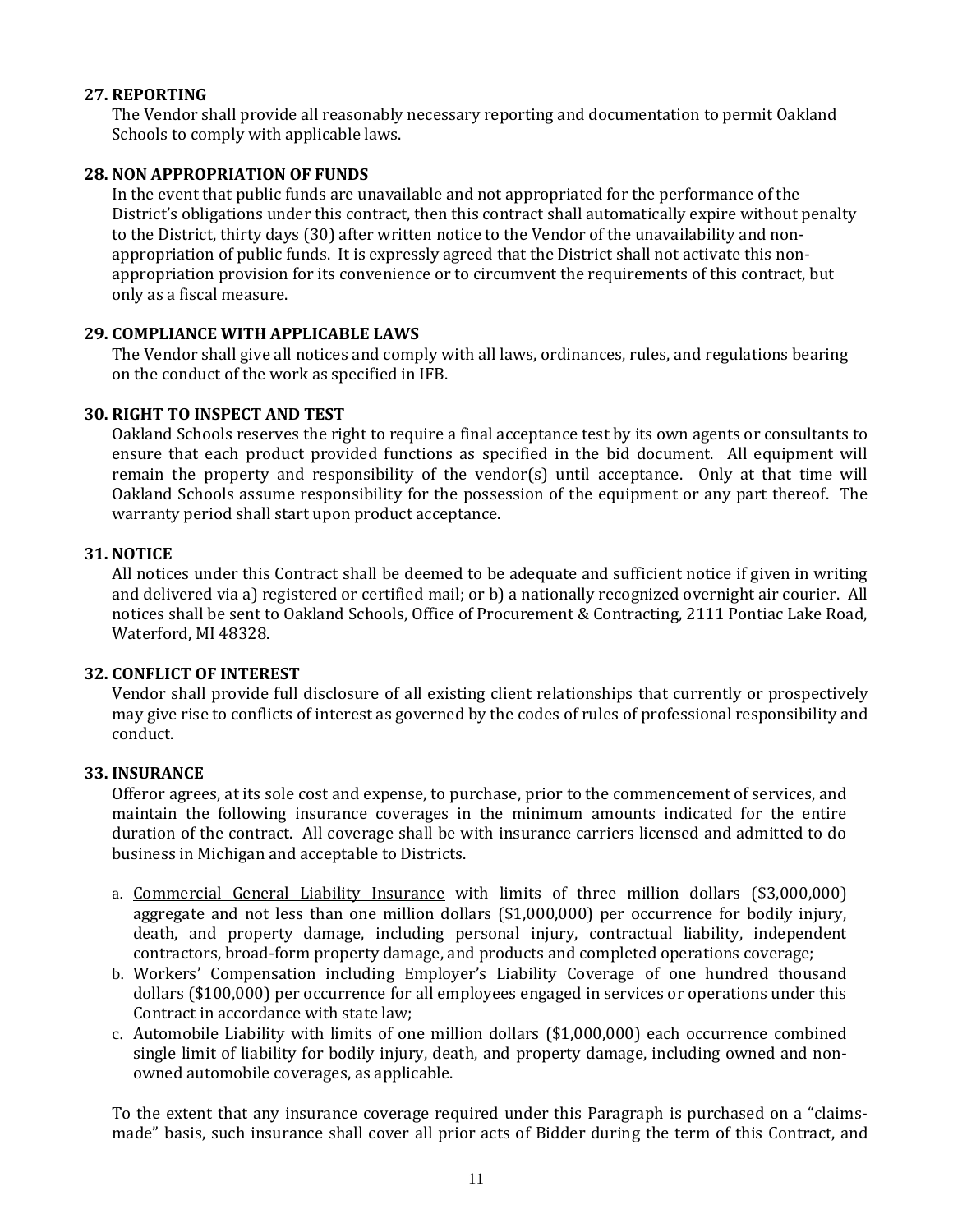**27. REPORTING**

The Vendor shall provide all reasonably necessary reporting and documentation to permit Oakland Schools to comply with applicable laws.

**28. NON APPROPRIATION OF FUNDS**

In the event that public funds are unavailable and not appropriated for the performance of the District's obligations under this contract, then this contract shall automatically expire without penalty to the District, thirty days (30) after written notice to the Vendor of the unavailability and non-appropriation of public funds. It is expressly agreed that the District shall not activate this non-appropriation provision for its convenience or to circumvent the requirements of this contract, but only as a fiscal measure.

**29. COMPLIANCE WITH APPLICABLE LAWS**

The Vendor shall give all notices and comply with all laws, ordinances, rules, and regulations bearing on the conduct of the work as specified in IFB.

**30. RIGHT TO INSPECT AND TEST**

Oakland Schools reserves the right to require a final acceptance test by its own agents or consultants to ensure that each product provided functions as specified in the bid document. All equipment will remain the property and responsibility of the vendor(s) until acceptance. Only at that time will Oakland Schools assume responsibility for the possession of the equipment or any part thereof. The warranty period shall start upon product acceptance.

**31. NOTICE**

All notices under this Contract shall be deemed to be adequate and sufficient notice if given in writing and delivered via a) registered or certified mail; or b) a nationally recognized overnight air courier. All notices shall be sent to Oakland Schools, Office of Procurement & Contracting, 2111 Pontiac Lake Road, Waterford, MI 48328.

**32. CONFLICT OF INTEREST**

Vendor shall provide full disclosure of all existing client relationships that currently or prospectively may give rise to conflicts of interest as governed by the codes of rules of professional responsibility and conduct.

**33. INSURANCE**

Offeror agrees, at its sole cost and expense, to purchase, prior to the commencement of services, and maintain the following insurance coverages in the minimum amounts indicated for the entire duration of the contract. All coverage shall be with insurance carriers licensed and admitted to do business in Michigan and acceptable to Districts.

a. Commercial General Liability Insurance with limits of three million dollars ($3,000,000) aggregate and not less than one million dollars ($1,000,000) per occurrence for bodily injury, death, and property damage, including personal injury, contractual liability, independent contractors, broad-form property damage, and products and completed operations coverage;
b. Workers' Compensation including Employer's Liability Coverage of one hundred thousand dollars ($100,000) per occurrence for all employees engaged in services or operations under this Contract in accordance with state law;
c. Automobile Liability with limits of one million dollars ($1,000,000) each occurrence combined single limit of liability for bodily injury, death, and property damage, including owned and non-owned automobile coverages, as applicable.

To the extent that any insurance coverage required under this Paragraph is purchased on a "claims-made" basis, such insurance shall cover all prior acts of Bidder during the term of this Contract, and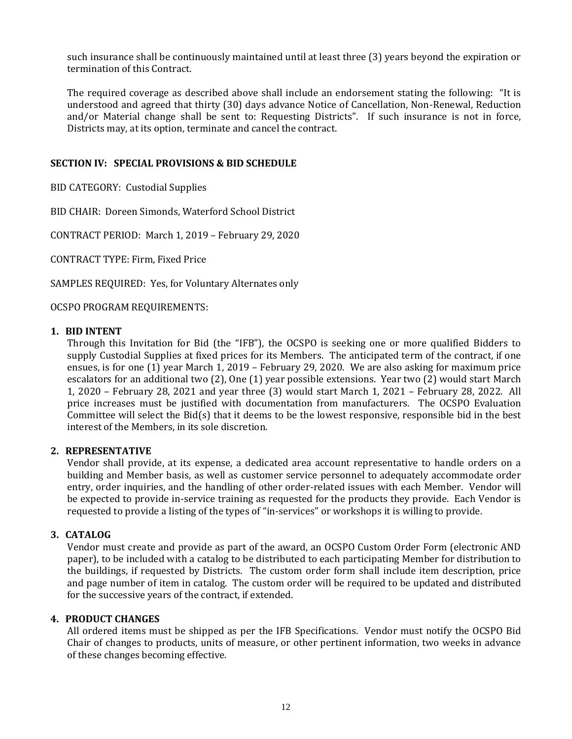such insurance shall be continuously maintained until at least three (3) years beyond the expiration or termination of this Contract.

The required coverage as described above shall include an endorsement stating the following: "It is understood and agreed that thirty (30) days advance Notice of Cancellation, Non-Renewal, Reduction and/or Material change shall be sent to: Requesting Districts". If such insurance is not in force, Districts may, at its option, terminate and cancel the contract.

## SECTION IV: SPECIAL PROVISIONS & BID SCHEDULE

BID CATEGORY: Custodial Supplies

BID CHAIR: Doreen Simonds, Waterford School District

CONTRACT PERIOD: March 1, 2019 – February 29, 2020

CONTRACT TYPE: Firm, Fixed Price

SAMPLES REQUIRED: Yes, for Voluntary Alternates only

OCSPO PROGRAM REQUIREMENTS:

**1. BID INTENT**

Through this Invitation for Bid (the "IFB"), the OCSPO is seeking one or more qualified Bidders to supply Custodial Supplies at fixed prices for its Members. The anticipated term of the contract, if one ensues, is for one (1) year March 1, 2019 – February 29, 2020. We are also asking for maximum price escalators for an additional two (2), One (1) year possible extensions. Year two (2) would start March 1, 2020 – February 28, 2021 and year three (3) would start March 1, 2021 – February 28, 2022. All price increases must be justified with documentation from manufacturers. The OCSPO Evaluation Committee will select the Bid(s) that it deems to be the lowest responsive, responsible bid in the best interest of the Members, in its sole discretion.

**2. REPRESENTATIVE**

Vendor shall provide, at its expense, a dedicated area account representative to handle orders on a building and Member basis, as well as customer service personnel to adequately accommodate order entry, order inquiries, and the handling of other order-related issues with each Member. Vendor will be expected to provide in-service training as requested for the products they provide. Each Vendor is requested to provide a listing of the types of "in-services" or workshops it is willing to provide.

**3. CATALOG**

Vendor must create and provide as part of the award, an OCSPO Custom Order Form (electronic AND paper), to be included with a catalog to be distributed to each participating Member for distribution to the buildings, if requested by Districts. The custom order form shall include item description, price and page number of item in catalog. The custom order will be required to be updated and distributed for the successive years of the contract, if extended.

**4. PRODUCT CHANGES**

All ordered items must be shipped as per the IFB Specifications. Vendor must notify the OCSPO Bid Chair of changes to products, units of measure, or other pertinent information, two weeks in advance of these changes becoming effective.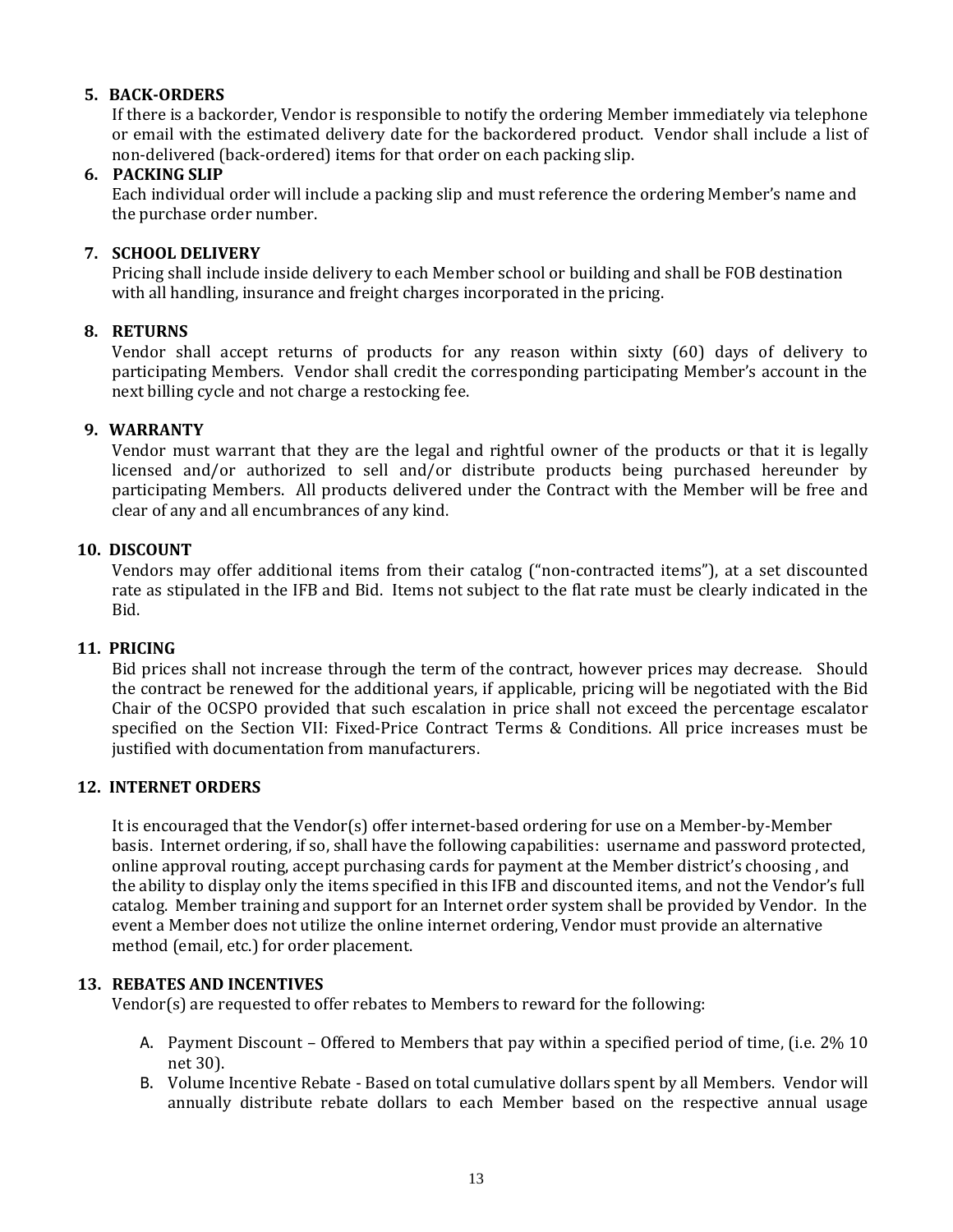**5. BACK-ORDERS**

If there is a backorder, Vendor is responsible to notify the ordering Member immediately via telephone or email with the estimated delivery date for the backordered product. Vendor shall include a list of non-delivered (back-ordered) items for that order on each packing slip.

**6. PACKING SLIP**

Each individual order will include a packing slip and must reference the ordering Member's name and the purchase order number.

**7. SCHOOL DELIVERY**

Pricing shall include inside delivery to each Member school or building and shall be FOB destination with all handling, insurance and freight charges incorporated in the pricing.

**8. RETURNS**

Vendor shall accept returns of products for any reason within sixty (60) days of delivery to participating Members. Vendor shall credit the corresponding participating Member's account in the next billing cycle and not charge a restocking fee.

**9. WARRANTY**

Vendor must warrant that they are the legal and rightful owner of the products or that it is legally licensed and/or authorized to sell and/or distribute products being purchased hereunder by participating Members. All products delivered under the Contract with the Member will be free and clear of any and all encumbrances of any kind.

**10. DISCOUNT**

Vendors may offer additional items from their catalog ("non-contracted items"), at a set discounted rate as stipulated in the IFB and Bid. Items not subject to the flat rate must be clearly indicated in the Bid.

**11. PRICING**

Bid prices shall not increase through the term of the contract, however prices may decrease. Should the contract be renewed for the additional years, if applicable, pricing will be negotiated with the Bid Chair of the OCSPO provided that such escalation in price shall not exceed the percentage escalator specified on the Section VII: Fixed-Price Contract Terms & Conditions. All price increases must be justified with documentation from manufacturers.

**12. INTERNET ORDERS**

It is encouraged that the Vendor(s) offer internet-based ordering for use on a Member-by-Member basis. Internet ordering, if so, shall have the following capabilities: username and password protected, online approval routing, accept purchasing cards for payment at the Member district's choosing , and the ability to display only the items specified in this IFB and discounted items, and not the Vendor's full catalog. Member training and support for an Internet order system shall be provided by Vendor. In the event a Member does not utilize the online internet ordering, Vendor must provide an alternative method (email, etc.) for order placement.

**13. REBATES AND INCENTIVES**

Vendor(s) are requested to offer rebates to Members to reward for the following:

A. Payment Discount – Offered to Members that pay within a specified period of time, (i.e. 2% 10 net 30).

B. Volume Incentive Rebate - Based on total cumulative dollars spent by all Members. Vendor will annually distribute rebate dollars to each Member based on the respective annual usage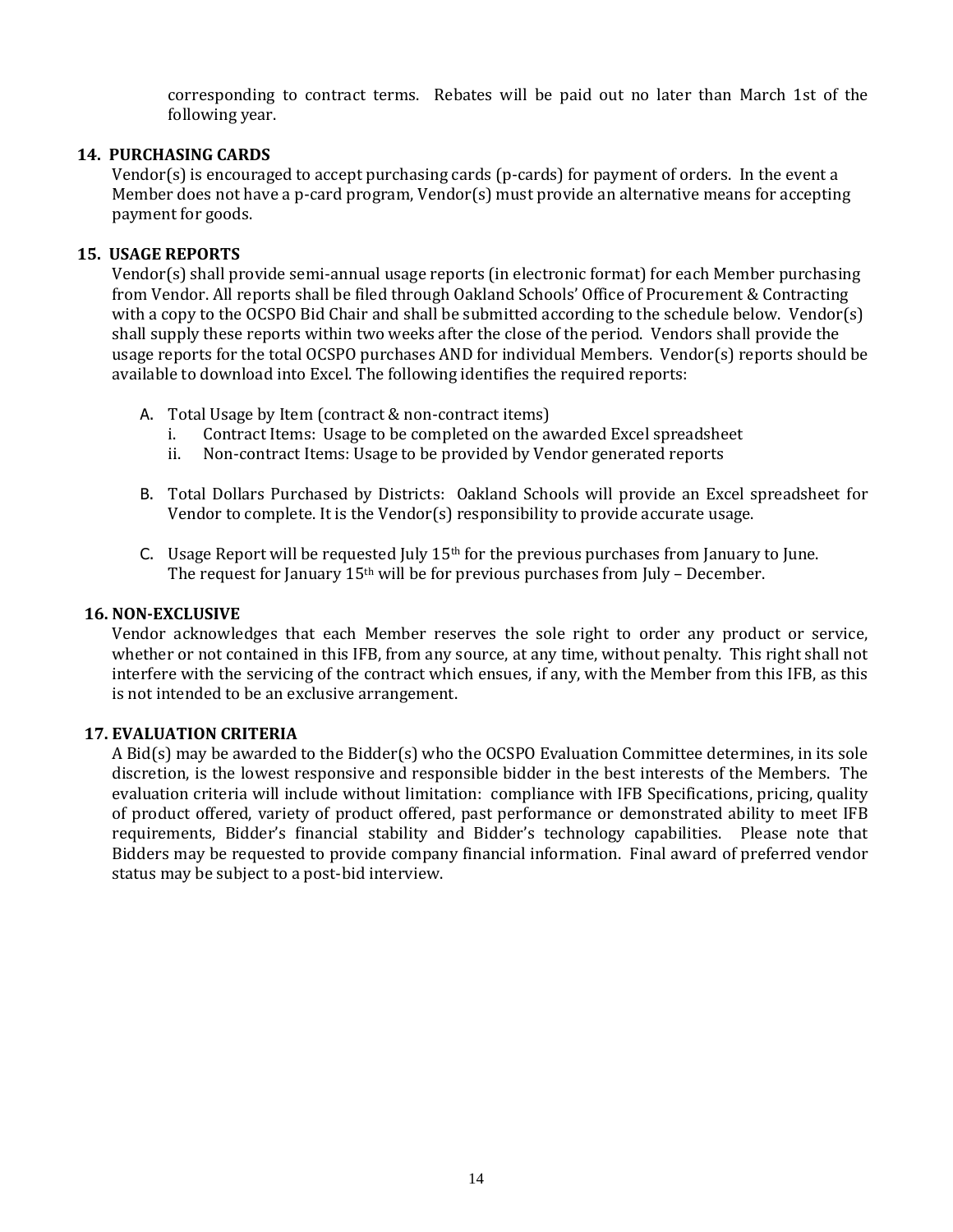corresponding to contract terms. Rebates will be paid out no later than March 1st of the following year.

**14. PURCHASING CARDS**

Vendor(s) is encouraged to accept purchasing cards (p-cards) for payment of orders. In the event a Member does not have a p-card program, Vendor(s) must provide an alternative means for accepting payment for goods.

**15. USAGE REPORTS**

Vendor(s) shall provide semi-annual usage reports (in electronic format) for each Member purchasing from Vendor. All reports shall be filed through Oakland Schools' Office of Procurement & Contracting with a copy to the OCSPO Bid Chair and shall be submitted according to the schedule below. Vendor(s) shall supply these reports within two weeks after the close of the period. Vendors shall provide the usage reports for the total OCSPO purchases AND for individual Members. Vendor(s) reports should be available to download into Excel. The following identifies the required reports:

A. Total Usage by Item (contract & non-contract items)
   i. Contract Items: Usage to be completed on the awarded Excel spreadsheet
   ii. Non-contract Items: Usage to be provided by Vendor generated reports

B. Total Dollars Purchased by Districts: Oakland Schools will provide an Excel spreadsheet for Vendor to complete. It is the Vendor(s) responsibility to provide accurate usage.

C. Usage Report will be requested July 15th for the previous purchases from January to June. The request for January 15th will be for previous purchases from July – December.

**16. NON-EXCLUSIVE**

Vendor acknowledges that each Member reserves the sole right to order any product or service, whether or not contained in this IFB, from any source, at any time, without penalty. This right shall not interfere with the servicing of the contract which ensues, if any, with the Member from this IFB, as this is not intended to be an exclusive arrangement.

**17. EVALUATION CRITERIA**

A Bid(s) may be awarded to the Bidder(s) who the OCSPO Evaluation Committee determines, in its sole discretion, is the lowest responsive and responsible bidder in the best interests of the Members. The evaluation criteria will include without limitation: compliance with IFB Specifications, pricing, quality of product offered, variety of product offered, past performance or demonstrated ability to meet IFB requirements, Bidder's financial stability and Bidder's technology capabilities. Please note that Bidders may be requested to provide company financial information. Final award of preferred vendor status may be subject to a post-bid interview.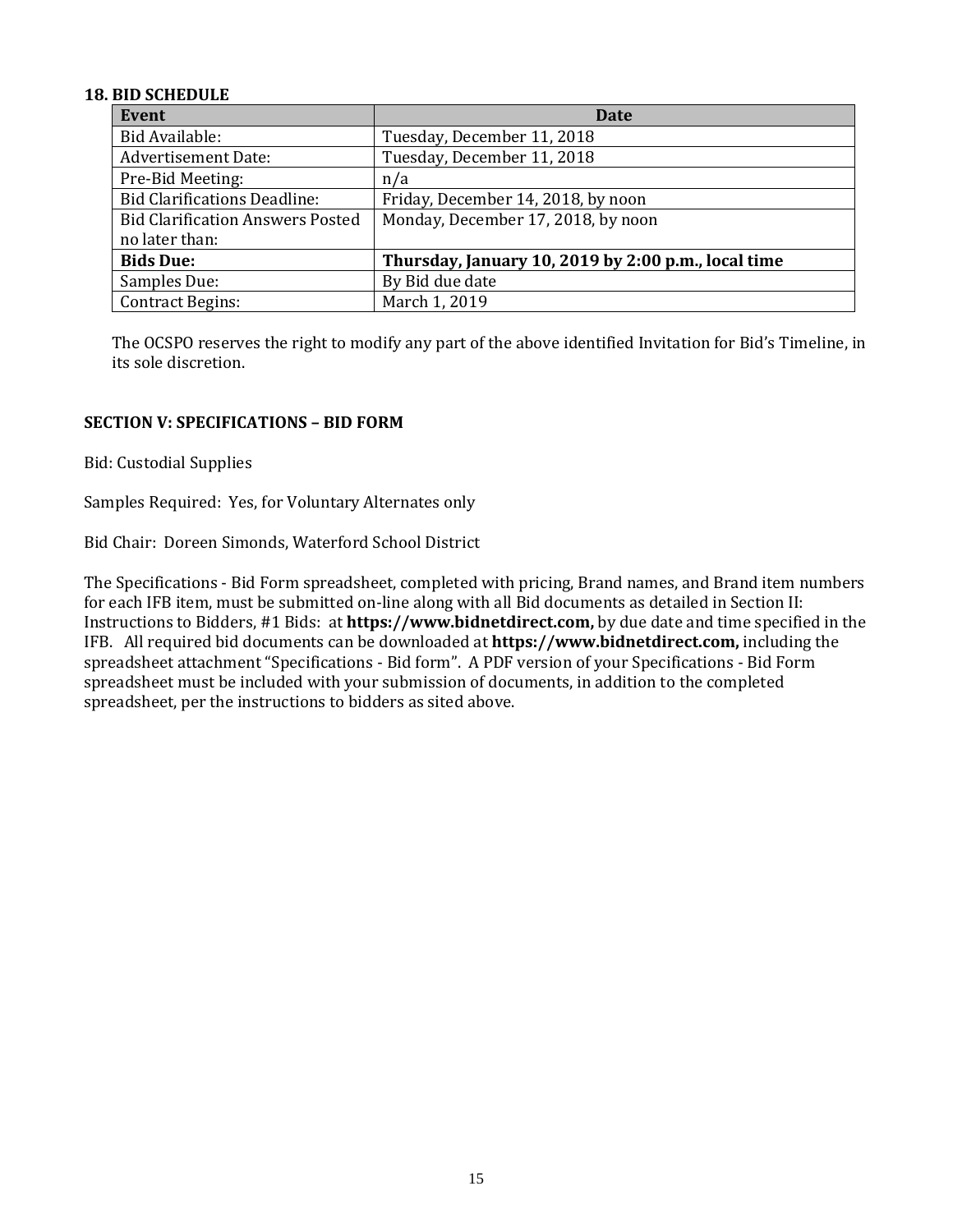### 18. BID SCHEDULE

| Event | Date |
|---|---|
| Bid Available: | Tuesday, December 11, 2018 |
| Advertisement Date: | Tuesday, December 11, 2018 |
| Pre-Bid Meeting: | n/a |
| Bid Clarifications Deadline: | Friday, December 14, 2018, by noon |
| Bid Clarification Answers Posted no later than: | Monday, December 17, 2018, by noon |
| **Bids Due:** | **Thursday, January 10, 2019 by 2:00 p.m., local time** |
| Samples Due: | By Bid due date |
| Contract Begins: | March 1, 2019 |

The OCSPO reserves the right to modify any part of the above identified Invitation for Bid's Timeline, in its sole discretion.

## SECTION V: SPECIFICATIONS – BID FORM

Bid: Custodial Supplies

Samples Required: Yes, for Voluntary Alternates only

Bid Chair: Doreen Simonds, Waterford School District

The Specifications - Bid Form spreadsheet, completed with pricing, Brand names, and Brand item numbers for each IFB item, must be submitted on-line along with all Bid documents as detailed in Section II: Instructions to Bidders, #1 Bids: at **https://www.bidnetdirect.com,** by due date and time specified in the IFB. All required bid documents can be downloaded at **https://www.bidnetdirect.com,** including the spreadsheet attachment "Specifications - Bid form". A PDF version of your Specifications - Bid Form spreadsheet must be included with your submission of documents, in addition to the completed spreadsheet, per the instructions to bidders as sited above.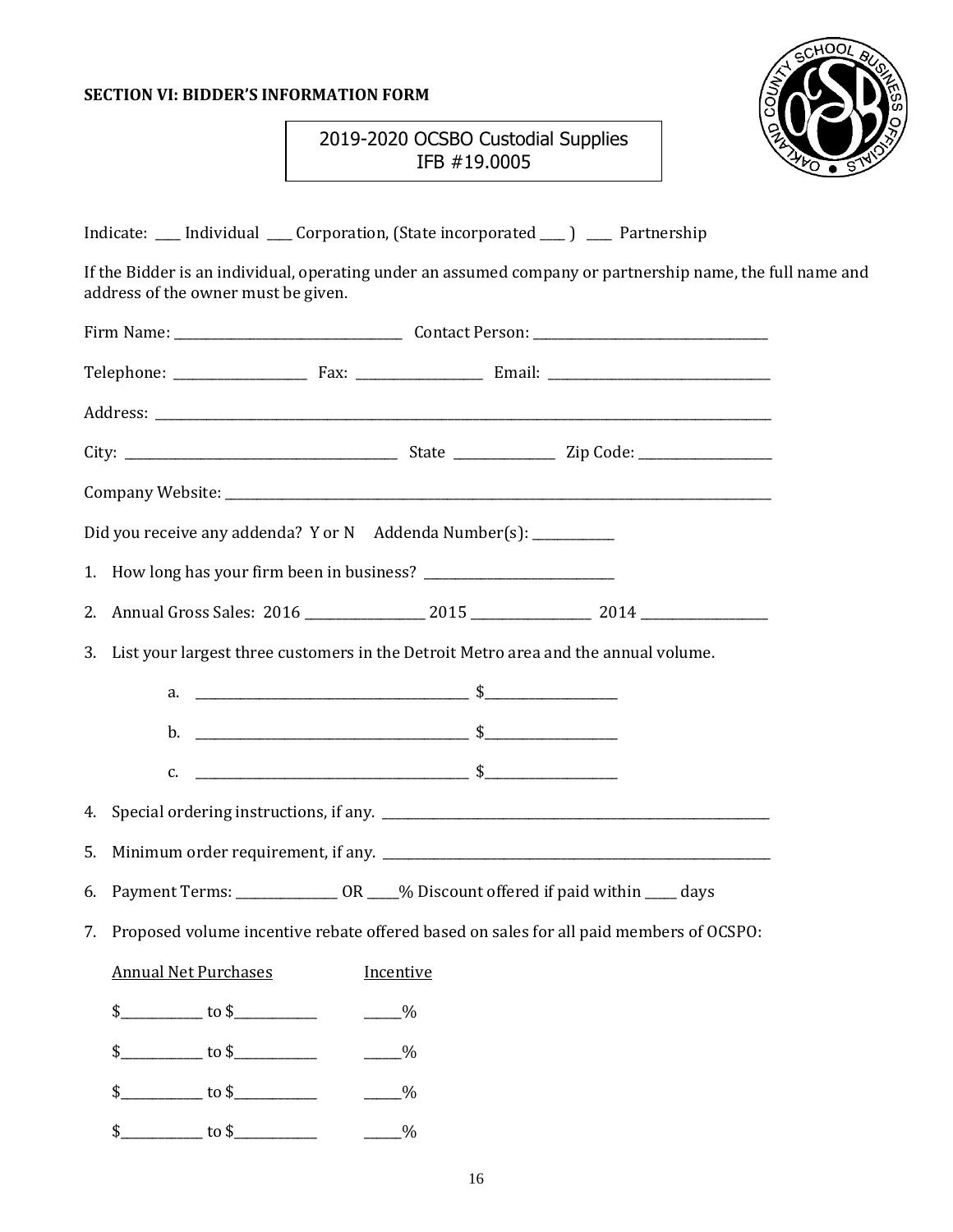**SECTION VI: BIDDER'S INFORMATION FORM**

2019-2020 OCSBO Custodial Supplies
IFB #19.0005

Indicate: ____ Individual ____ Corporation, (State incorporated ____ ) ____ Partnership

If the Bidder is an individual, operating under an assumed company or partnership name, the full name and address of the owner must be given.

Firm Name: ______________________________ Contact Person: ______________________________

Telephone: __________________ Fax: __________________ Email: ______________________________

Address: ______________________________________________________________________________

City: ______________________________________ State ______________ Zip Code: __________________

Company Website: ______________________________________________________________________

Did you receive any addenda? Y or N Addenda Number(s): ____________

1. How long has your firm been in business? ____________________________
2. Annual Gross Sales: 2016 __________________ 2015 __________________ 2014 __________________
3. List your largest three customers in the Detroit Metro area and the annual volume.

   a. ________________________________________ $____________________

   b. ________________________________________ $____________________

   c. ________________________________________ $____________________

4. Special ordering instructions, if any. ____________________________________________________
5. Minimum order requirement, if any. ____________________________________________________
6. Payment Terms: _______________ OR _____% Discount offered if paid within _____ days
7. Proposed volume incentive rebate offered based on sales for all paid members of OCSPO:

| Annual Net Purchases | Incentive |
|---|---|
| $____________ to $____________ | _____% |
| $____________ to $____________ | _____% |
| $____________ to $____________ | _____% |
| $____________ to $____________ | _____% |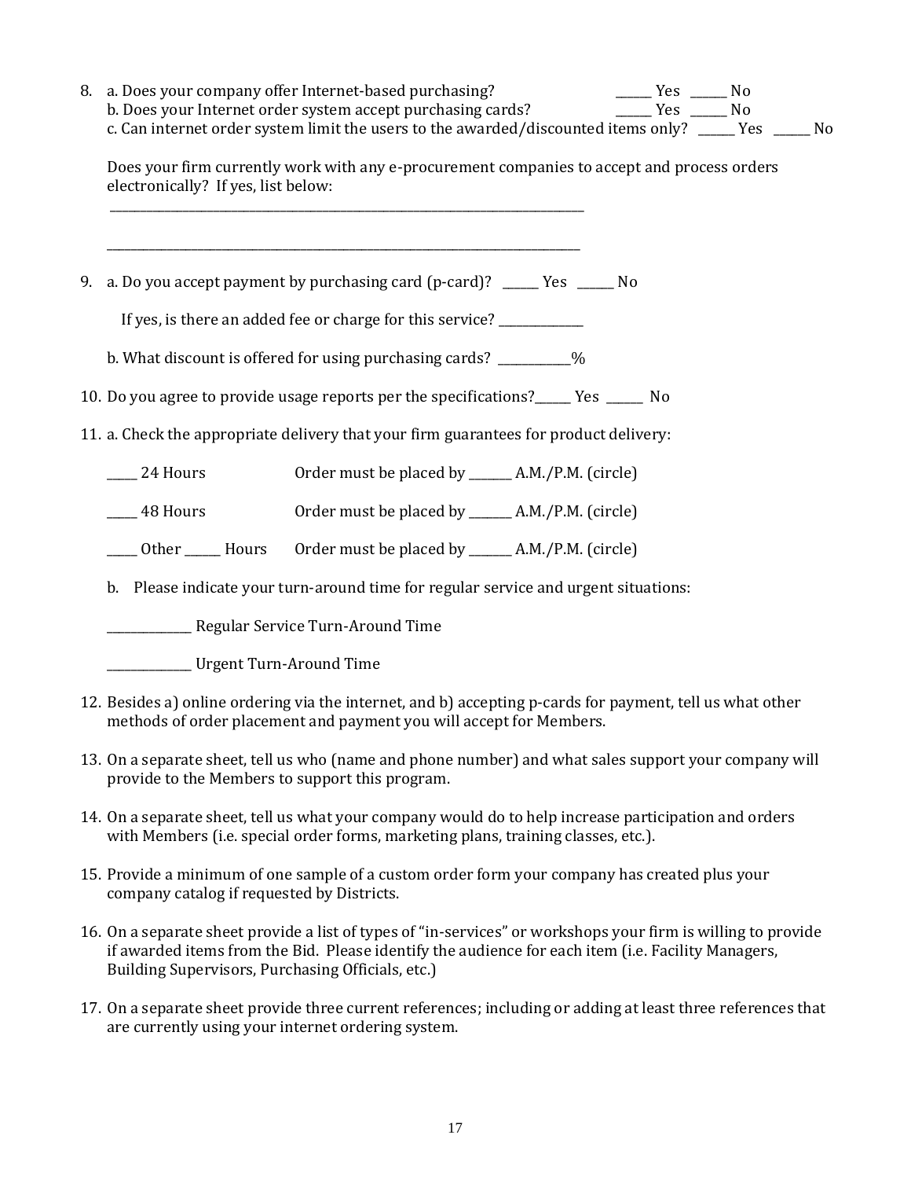8. a. Does your company offer Internet-based purchasing? ______ Yes ______ No
   b. Does your Internet order system accept purchasing cards? ______ Yes ______ No
   c. Can internet order system limit the users to the awarded/discounted items only? ______ Yes ______ No

   Does your firm currently work with any e-procurement companies to accept and process orders electronically? If yes, list below:

   ________________________________________________________________________________

   ________________________________________________________________________________

9. a. Do you accept payment by purchasing card (p-card)? ______ Yes ______ No

   If yes, is there an added fee or charge for this service? ______________

   b. What discount is offered for using purchasing cards? ____________%

10. Do you agree to provide usage reports per the specifications?______ Yes ______ No

11. a. Check the appropriate delivery that your firm guarantees for product delivery:

    _____ 24 Hours Order must be placed by _______ A.M./P.M. (circle)

    _____ 48 Hours Order must be placed by _______ A.M./P.M. (circle)

    _____ Other ______ Hours Order must be placed by _______ A.M./P.M. (circle)

    b. Please indicate your turn-around time for regular service and urgent situations:

    ______________ Regular Service Turn-Around Time

    ______________ Urgent Turn-Around Time

12. Besides a) online ordering via the internet, and b) accepting p-cards for payment, tell us what other methods of order placement and payment you will accept for Members.

13. On a separate sheet, tell us who (name and phone number) and what sales support your company will provide to the Members to support this program.

14. On a separate sheet, tell us what your company would do to help increase participation and orders with Members (i.e. special order forms, marketing plans, training classes, etc.).

15. Provide a minimum of one sample of a custom order form your company has created plus your company catalog if requested by Districts.

16. On a separate sheet provide a list of types of "in-services" or workshops your firm is willing to provide if awarded items from the Bid. Please identify the audience for each item (i.e. Facility Managers, Building Supervisors, Purchasing Officials, etc.)

17. On a separate sheet provide three current references; including or adding at least three references that are currently using your internet ordering system.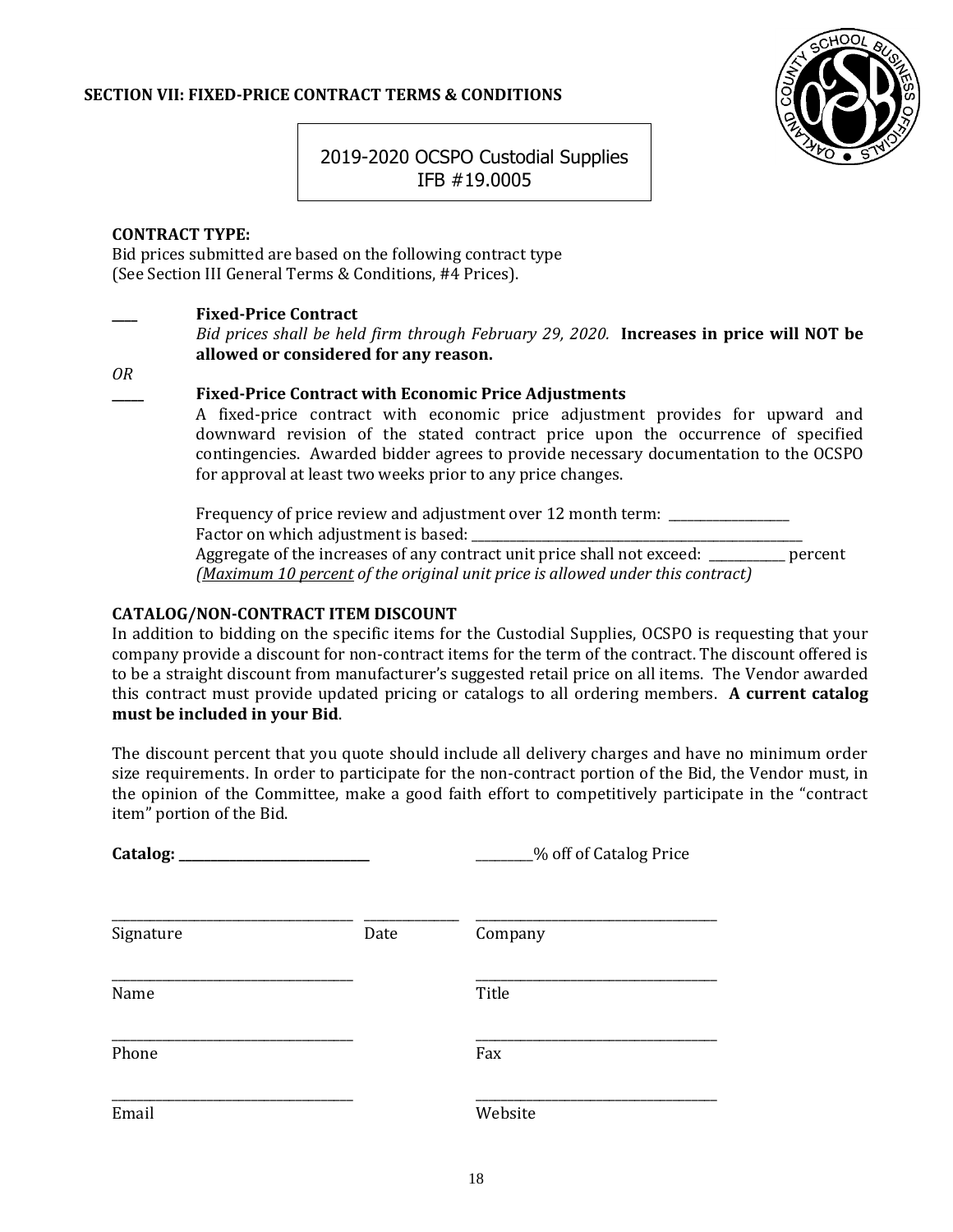**SECTION VII: FIXED-PRICE CONTRACT TERMS & CONDITIONS**

2019-2020 OCSPO Custodial Supplies
IFB #19.0005

**CONTRACT TYPE:**
Bid prices submitted are based on the following contract type
(See Section III General Terms & Conditions, #4 Prices).

____ **Fixed-Price Contract**
*Bid prices shall be held firm through February 29, 2020.* **Increases in price will NOT be allowed or considered for any reason.**

*OR*

_____ **Fixed-Price Contract with Economic Price Adjustments**
A fixed-price contract with economic price adjustment provides for upward and downward revision of the stated contract price upon the occurrence of specified contingencies. Awarded bidder agrees to provide necessary documentation to the OCSPO for approval at least two weeks prior to any price changes.

Frequency of price review and adjustment over 12 month term: __________________
Factor on which adjustment is based: ______________________________________________
Aggregate of the increases of any contract unit price shall not exceed: ____________ percent
*(<u>Maximum 10 percent</u> of the original unit price is allowed under this contract)*

**CATALOG/NON-CONTRACT ITEM DISCOUNT**
In addition to bidding on the specific items for the Custodial Supplies, OCSPO is requesting that your company provide a discount for non-contract items for the term of the contract. The discount offered is to be a straight discount from manufacturer's suggested retail price on all items. The Vendor awarded this contract must provide updated pricing or catalogs to all ordering members. **A current catalog must be included in your Bid**.

The discount percent that you quote should include all delivery charges and have no minimum order size requirements. In order to participate for the non-contract portion of the Bid, the Vendor must, in the opinion of the Committee, make a good faith effort to competitively participate in the "contract item" portion of the Bid.

**Catalog: ______________________________** _________% off of Catalog Price

_____________________________________ ______________ _____________________________________
Signature Date Company

_____________________________________ _____________________________________
Name Title

_____________________________________ _____________________________________
Phone Fax

_____________________________________ _____________________________________
Email Website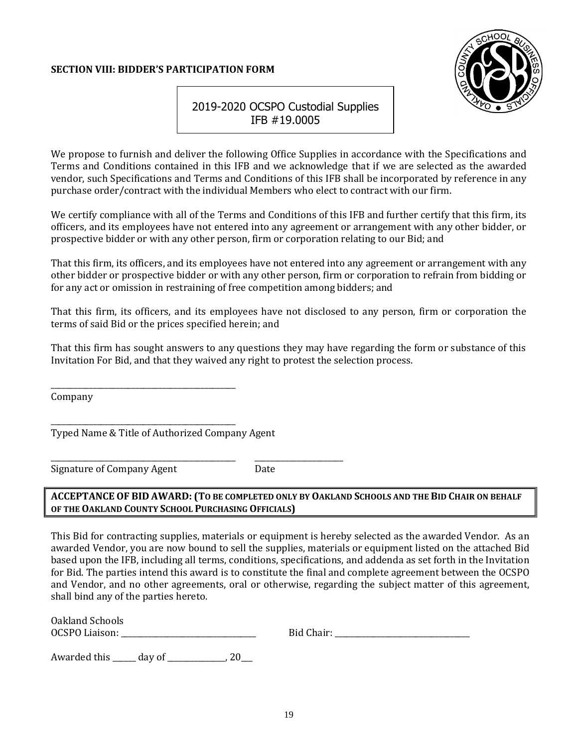**SECTION VIII: BIDDER'S PARTICIPATION FORM**

2019-2020 OCSPO Custodial Supplies
IFB #19.0005

We propose to furnish and deliver the following Office Supplies in accordance with the Specifications and Terms and Conditions contained in this IFB and we acknowledge that if we are selected as the awarded vendor, such Specifications and Terms and Conditions of this IFB shall be incorporated by reference in any purchase order/contract with the individual Members who elect to contract with our firm.

We certify compliance with all of the Terms and Conditions of this IFB and further certify that this firm, its officers, and its employees have not entered into any agreement or arrangement with any other bidder, or prospective bidder or with any other person, firm or corporation relating to our Bid; and

That this firm, its officers, and its employees have not entered into any agreement or arrangement with any other bidder or prospective bidder or with any other person, firm or corporation to refrain from bidding or for any act or omission in restraining of free competition among bidders; and

That this firm, its officers, and its employees have not disclosed to any person, firm or corporation the terms of said Bid or the prices specified herein; and

That this firm has sought answers to any questions they may have regarding the form or substance of this Invitation For Bid, and that they waived any right to protest the selection process.

_______________________________________________
Company

_______________________________________________
Typed Name & Title of Authorized Company Agent

_______________________________________________ ______________________
Signature of Company Agent Date

**ACCEPTANCE OF BID AWARD: (TO BE COMPLETED ONLY BY OAKLAND SCHOOLS AND THE BID CHAIR ON BEHALF OF THE OAKLAND COUNTY SCHOOL PURCHASING OFFICIALS)**

This Bid for contracting supplies, materials or equipment is hereby selected as the awarded Vendor. As an awarded Vendor, you are now bound to sell the supplies, materials or equipment listed on the attached Bid based upon the IFB, including all terms, conditions, specifications, and addenda as set forth in the Invitation for Bid. The parties intend this award is to constitute the final and complete agreement between the OCSPO and Vendor, and no other agreements, oral or otherwise, regarding the subject matter of this agreement, shall bind any of the parties hereto.

Oakland Schools
OCSPO Liaison: _________________________________ Bid Chair: _________________________________

Awarded this ______ day of ______________, 20___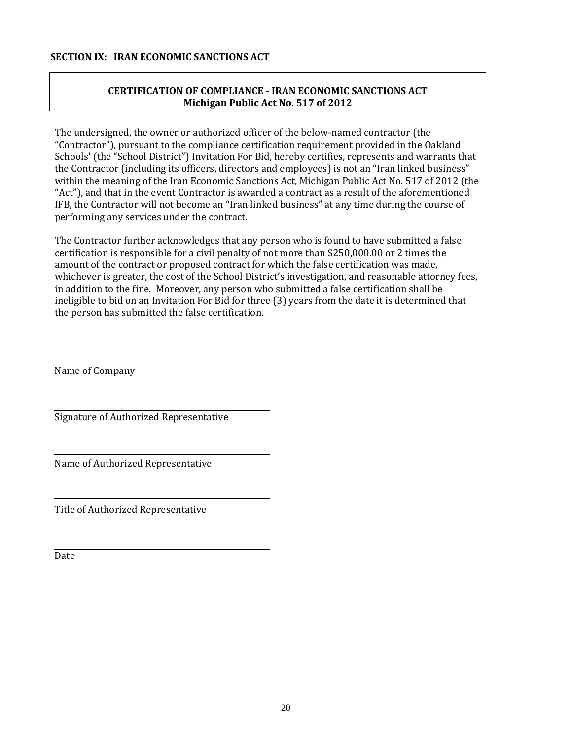## SECTION IX: IRAN ECONOMIC SANCTIONS ACT

**CERTIFICATION OF COMPLIANCE - IRAN ECONOMIC SANCTIONS ACT**
**Michigan Public Act No. 517 of 2012**

The undersigned, the owner or authorized officer of the below-named contractor (the "Contractor"), pursuant to the compliance certification requirement provided in the Oakland Schools' (the "School District") Invitation For Bid, hereby certifies, represents and warrants that the Contractor (including its officers, directors and employees) is not an "Iran linked business" within the meaning of the Iran Economic Sanctions Act, Michigan Public Act No. 517 of 2012 (the "Act"), and that in the event Contractor is awarded a contract as a result of the aforementioned IFB, the Contractor will not become an "Iran linked business" at any time during the course of performing any services under the contract.

The Contractor further acknowledges that any person who is found to have submitted a false certification is responsible for a civil penalty of not more than $250,000.00 or 2 times the amount of the contract or proposed contract for which the false certification was made, whichever is greater, the cost of the School District's investigation, and reasonable attorney fees, in addition to the fine. Moreover, any person who submitted a false certification shall be ineligible to bid on an Invitation For Bid for three (3) years from the date it is determined that the person has submitted the false certification.

\_\_\_\_\_\_\_\_\_\_\_\_\_\_\_\_\_\_\_\_\_\_\_\_\_\_\_\_\_\_\_\_\_\_\_\_\_\_\_\_
Name of Company

\_\_\_\_\_\_\_\_\_\_\_\_\_\_\_\_\_\_\_\_\_\_\_\_\_\_\_\_\_\_\_\_\_\_\_\_\_\_\_\_
Signature of Authorized Representative

\_\_\_\_\_\_\_\_\_\_\_\_\_\_\_\_\_\_\_\_\_\_\_\_\_\_\_\_\_\_\_\_\_\_\_\_\_\_\_\_
Name of Authorized Representative

\_\_\_\_\_\_\_\_\_\_\_\_\_\_\_\_\_\_\_\_\_\_\_\_\_\_\_\_\_\_\_\_\_\_\_\_\_\_\_\_
Title of Authorized Representative

\_\_\_\_\_\_\_\_\_\_\_\_\_\_\_\_\_\_\_\_\_\_\_\_\_\_\_\_\_\_\_\_\_\_\_\_\_\_\_\_
Date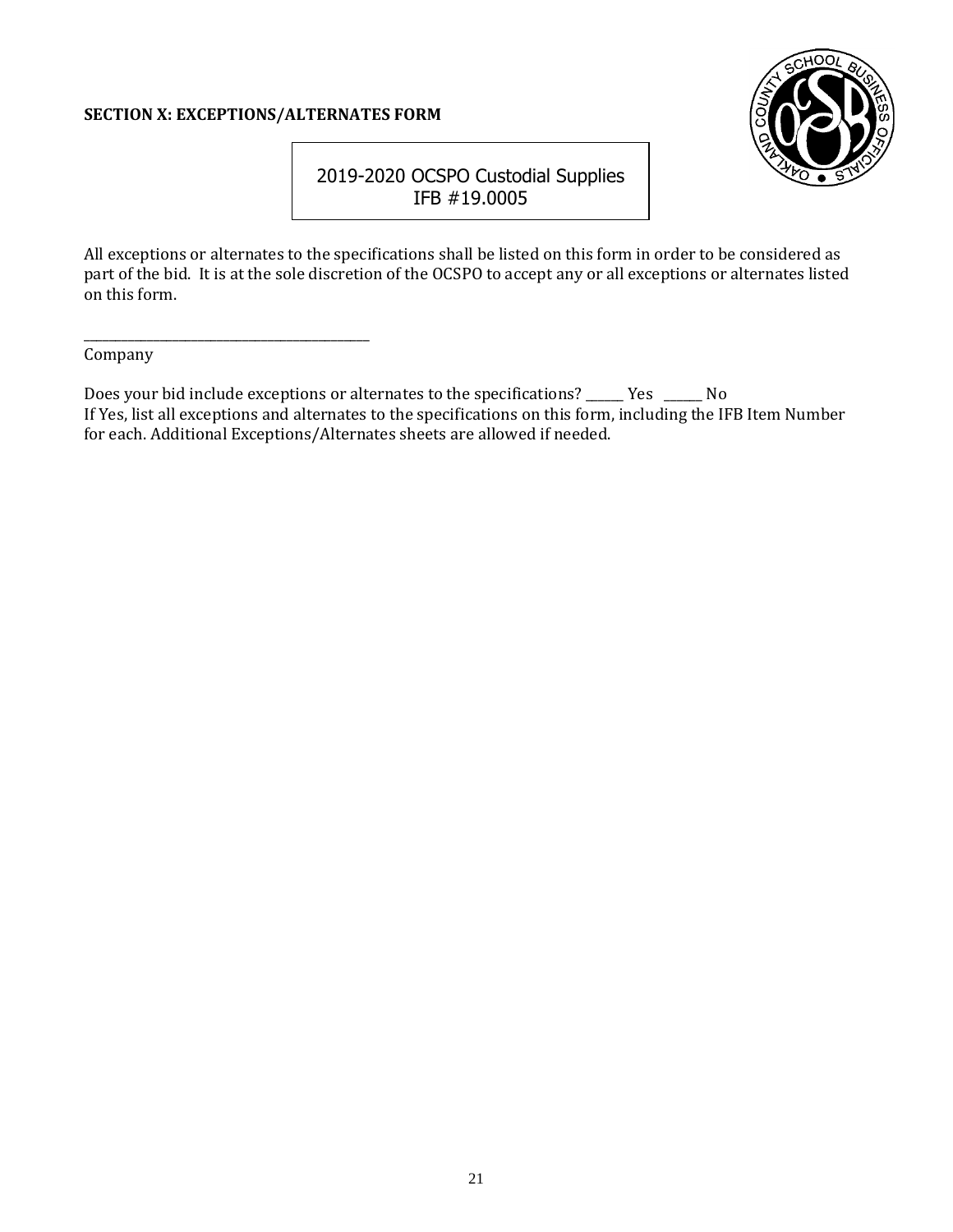**SECTION X: EXCEPTIONS/ALTERNATES FORM**

2019-2020 OCSPO Custodial Supplies
IFB #19.0005

All exceptions or alternates to the specifications shall be listed on this form in order to be considered as part of the bid. It is at the sole discretion of the OCSPO to accept any or all exceptions or alternates listed on this form.

_______________________________________________
Company

Does your bid include exceptions or alternates to the specifications? ______ Yes ______ No
If Yes, list all exceptions and alternates to the specifications on this form, including the IFB Item Number for each. Additional Exceptions/Alternates sheets are allowed if needed.